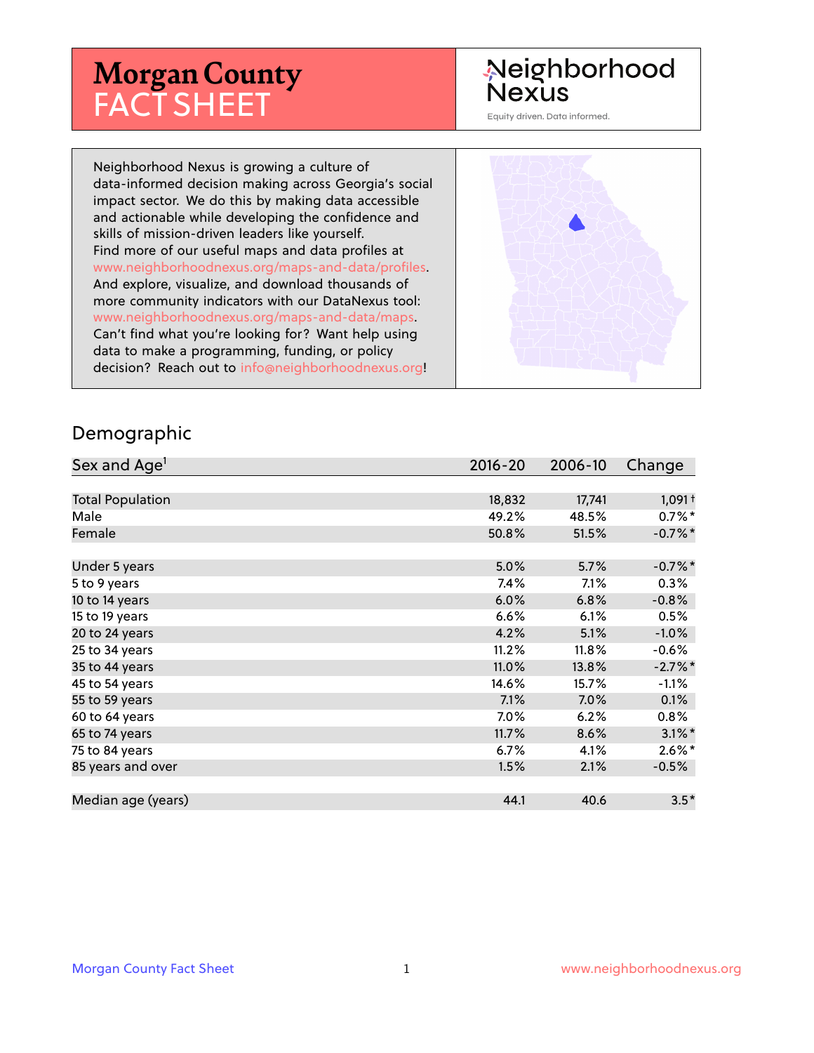# Morgan County FACT SHEET

Neighborhood Nexus

Equity driven. Data informed.

Neighborhood Nexus is growing a culture of data-informed decision making across Georgia's social impact sector. We do this by making data accessible and actionable while developing the confidence and skills of mission-driven leaders like yourself. Find more of our useful maps and data profiles at www.neighborhoodnexus.org/maps-and-data/profiles. And explore, visualize, and download thousands of more community indicators with our DataNexus tool: www.neighborhoodnexus.org/maps-and-data/maps. Can't find what you're looking for? Want help using data to make a programming, funding, or policy decision? Reach out to info@neighborhoodnexus.org!

## Demographic

| Sex and Age[1] | 2016-20 | 2006-10 | Change |
|---|---|---|---|
| Total Population | 18,832 | 17,741 | 1,091 † |
| Male | 49.2% | 48.5% | 0.7% * |
| Female | 50.8% | 51.5% | -0.7% * |
| | | | |
| Under 5 years | 5.0% | 5.7% | -0.7% * |
| 5 to 9 years | 7.4% | 7.1% | 0.3% |
| 10 to 14 years | 6.0% | 6.8% | -0.8% |
| 15 to 19 years | 6.6% | 6.1% | 0.5% |
| 20 to 24 years | 4.2% | 5.1% | -1.0% |
| 25 to 34 years | 11.2% | 11.8% | -0.6% |
| 35 to 44 years | 11.0% | 13.8% | -2.7% * |
| 45 to 54 years | 14.6% | 15.7% | -1.1% |
| 55 to 59 years | 7.1% | 7.0% | 0.1% |
| 60 to 64 years | 7.0% | 6.2% | 0.8% |
| 65 to 74 years | 11.7% | 8.6% | 3.1% * |
| 75 to 84 years | 6.7% | 4.1% | 2.6% * |
| 85 years and over | 1.5% | 2.1% | -0.5% |
| | | | |
| Median age (years) | 44.1 | 40.6 | 3.5 * |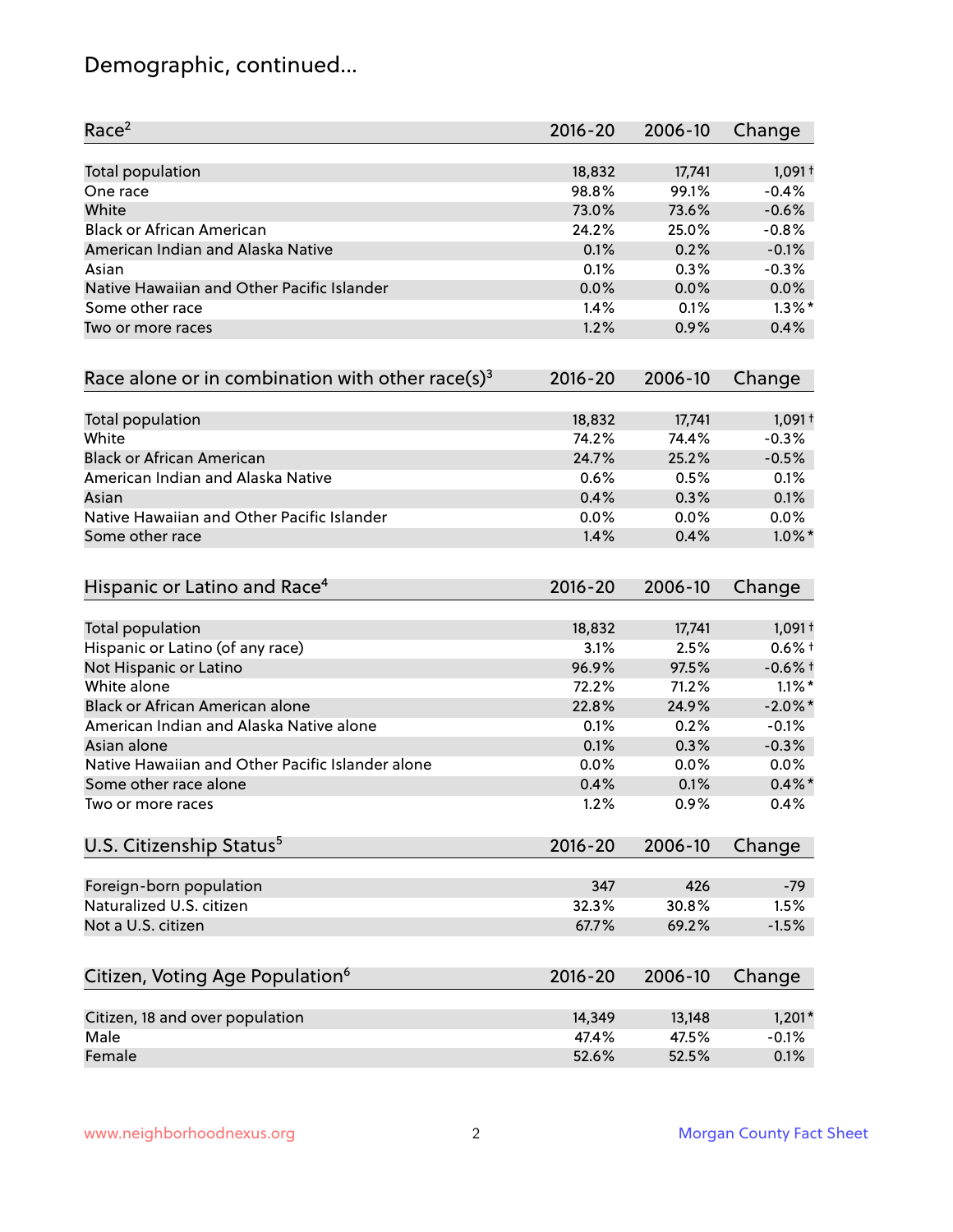## Demographic, continued...

| Race[2] | 2016-20 | 2006-10 | Change |
|---|---|---|---|
| Total population | 18,832 | 17,741 | 1,091 † |
| One race | 98.8% | 99.1% | -0.4% |
| White | 73.0% | 73.6% | -0.6% |
| Black or African American | 24.2% | 25.0% | -0.8% |
| American Indian and Alaska Native | 0.1% | 0.2% | -0.1% |
| Asian | 0.1% | 0.3% | -0.3% |
| Native Hawaiian and Other Pacific Islander | 0.0% | 0.0% | 0.0% |
| Some other race | 1.4% | 0.1% | 1.3% * |
| Two or more races | 1.2% | 0.9% | 0.4% |

| Race alone or in combination with other race(s)[3] | 2016-20 | 2006-10 | Change |
|---|---|---|---|
| Total population | 18,832 | 17,741 | 1,091 † |
| White | 74.2% | 74.4% | -0.3% |
| Black or African American | 24.7% | 25.2% | -0.5% |
| American Indian and Alaska Native | 0.6% | 0.5% | 0.1% |
| Asian | 0.4% | 0.3% | 0.1% |
| Native Hawaiian and Other Pacific Islander | 0.0% | 0.0% | 0.0% |
| Some other race | 1.4% | 0.4% | 1.0% * |

| Hispanic or Latino and Race[4] | 2016-20 | 2006-10 | Change |
|---|---|---|---|
| Total population | 18,832 | 17,741 | 1,091 † |
| Hispanic or Latino (of any race) | 3.1% | 2.5% | 0.6% † |
| Not Hispanic or Latino | 96.9% | 97.5% | -0.6% † |
| White alone | 72.2% | 71.2% | 1.1% * |
| Black or African American alone | 22.8% | 24.9% | -2.0% * |
| American Indian and Alaska Native alone | 0.1% | 0.2% | -0.1% |
| Asian alone | 0.1% | 0.3% | -0.3% |
| Native Hawaiian and Other Pacific Islander alone | 0.0% | 0.0% | 0.0% |
| Some other race alone | 0.4% | 0.1% | 0.4% * |
| Two or more races | 1.2% | 0.9% | 0.4% |

| U.S. Citizenship Status[5] | 2016-20 | 2006-10 | Change |
|---|---|---|---|
| Foreign-born population | 347 | 426 | -79 |
| Naturalized U.S. citizen | 32.3% | 30.8% | 1.5% |
| Not a U.S. citizen | 67.7% | 69.2% | -1.5% |

| Citizen, Voting Age Population[6] | 2016-20 | 2006-10 | Change |
|---|---|---|---|
| Citizen, 18 and over population | 14,349 | 13,148 | 1,201 * |
| Male | 47.4% | 47.5% | -0.1% |
| Female | 52.6% | 52.5% | 0.1% |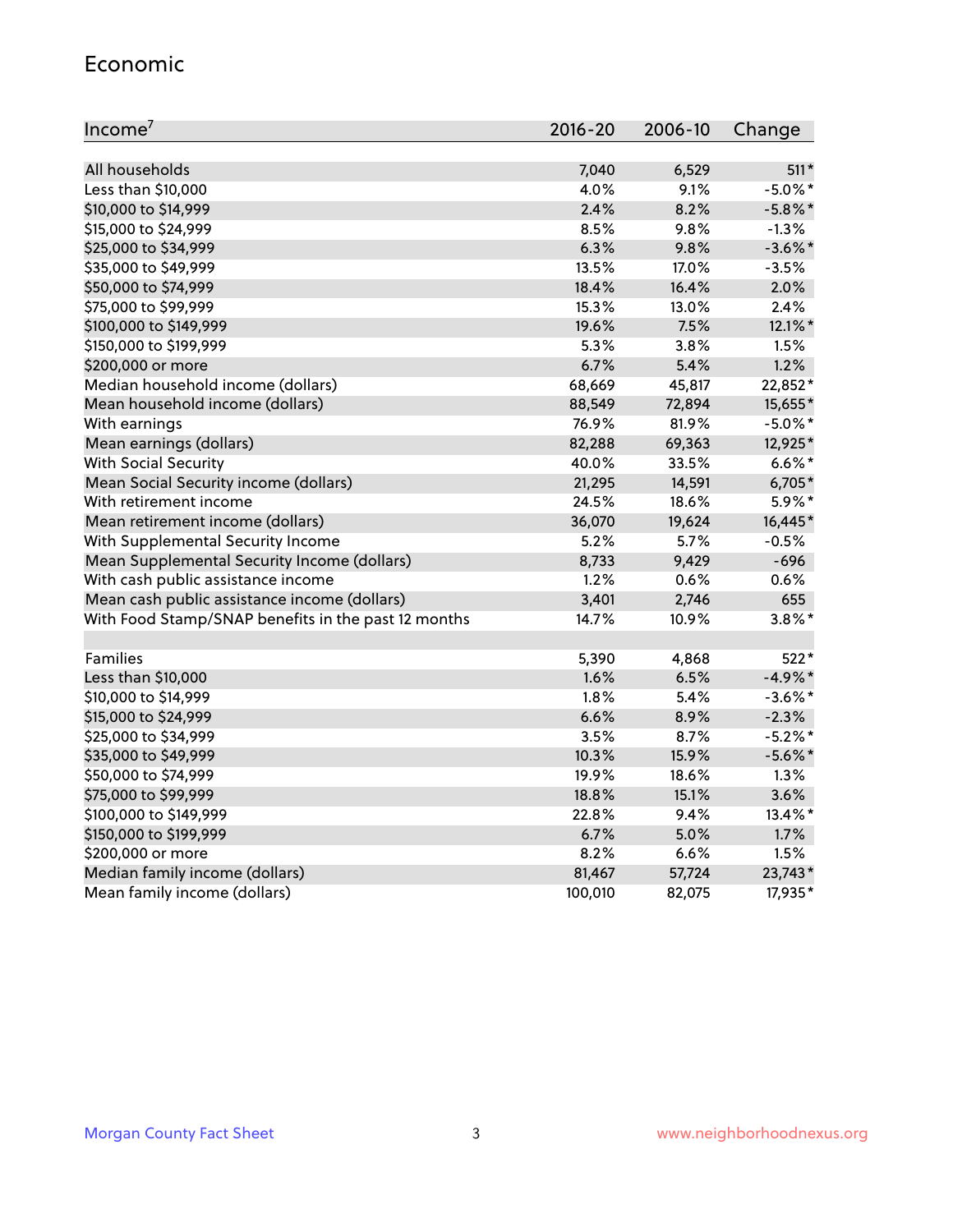## Economic

| Income[7] | 2016-20 | 2006-10 | Change |
|---|---|---|---|
| All households | 7,040 | 6,529 | 511* |
| Less than $10,000 | 4.0% | 9.1% | -5.0%* |
| $10,000 to $14,999 | 2.4% | 8.2% | -5.8%* |
| $15,000 to $24,999 | 8.5% | 9.8% | -1.3% |
| $25,000 to $34,999 | 6.3% | 9.8% | -3.6%* |
| $35,000 to $49,999 | 13.5% | 17.0% | -3.5% |
| $50,000 to $74,999 | 18.4% | 16.4% | 2.0% |
| $75,000 to $99,999 | 15.3% | 13.0% | 2.4% |
| $100,000 to $149,999 | 19.6% | 7.5% | 12.1%* |
| $150,000 to $199,999 | 5.3% | 3.8% | 1.5% |
| $200,000 or more | 6.7% | 5.4% | 1.2% |
| Median household income (dollars) | 68,669 | 45,817 | 22,852* |
| Mean household income (dollars) | 88,549 | 72,894 | 15,655* |
| With earnings | 76.9% | 81.9% | -5.0%* |
| Mean earnings (dollars) | 82,288 | 69,363 | 12,925* |
| With Social Security | 40.0% | 33.5% | 6.6%* |
| Mean Social Security income (dollars) | 21,295 | 14,591 | 6,705* |
| With retirement income | 24.5% | 18.6% | 5.9%* |
| Mean retirement income (dollars) | 36,070 | 19,624 | 16,445* |
| With Supplemental Security Income | 5.2% | 5.7% | -0.5% |
| Mean Supplemental Security Income (dollars) | 8,733 | 9,429 | -696 |
| With cash public assistance income | 1.2% | 0.6% | 0.6% |
| Mean cash public assistance income (dollars) | 3,401 | 2,746 | 655 |
| With Food Stamp/SNAP benefits in the past 12 months | 14.7% | 10.9% | 3.8%* |
| | | | |
| Families | 5,390 | 4,868 | 522* |
| Less than $10,000 | 1.6% | 6.5% | -4.9%* |
| $10,000 to $14,999 | 1.8% | 5.4% | -3.6%* |
| $15,000 to $24,999 | 6.6% | 8.9% | -2.3% |
| $25,000 to $34,999 | 3.5% | 8.7% | -5.2%* |
| $35,000 to $49,999 | 10.3% | 15.9% | -5.6%* |
| $50,000 to $74,999 | 19.9% | 18.6% | 1.3% |
| $75,000 to $99,999 | 18.8% | 15.1% | 3.6% |
| $100,000 to $149,999 | 22.8% | 9.4% | 13.4%* |
| $150,000 to $199,999 | 6.7% | 5.0% | 1.7% |
| $200,000 or more | 8.2% | 6.6% | 1.5% |
| Median family income (dollars) | 81,467 | 57,724 | 23,743* |
| Mean family income (dollars) | 100,010 | 82,075 | 17,935* |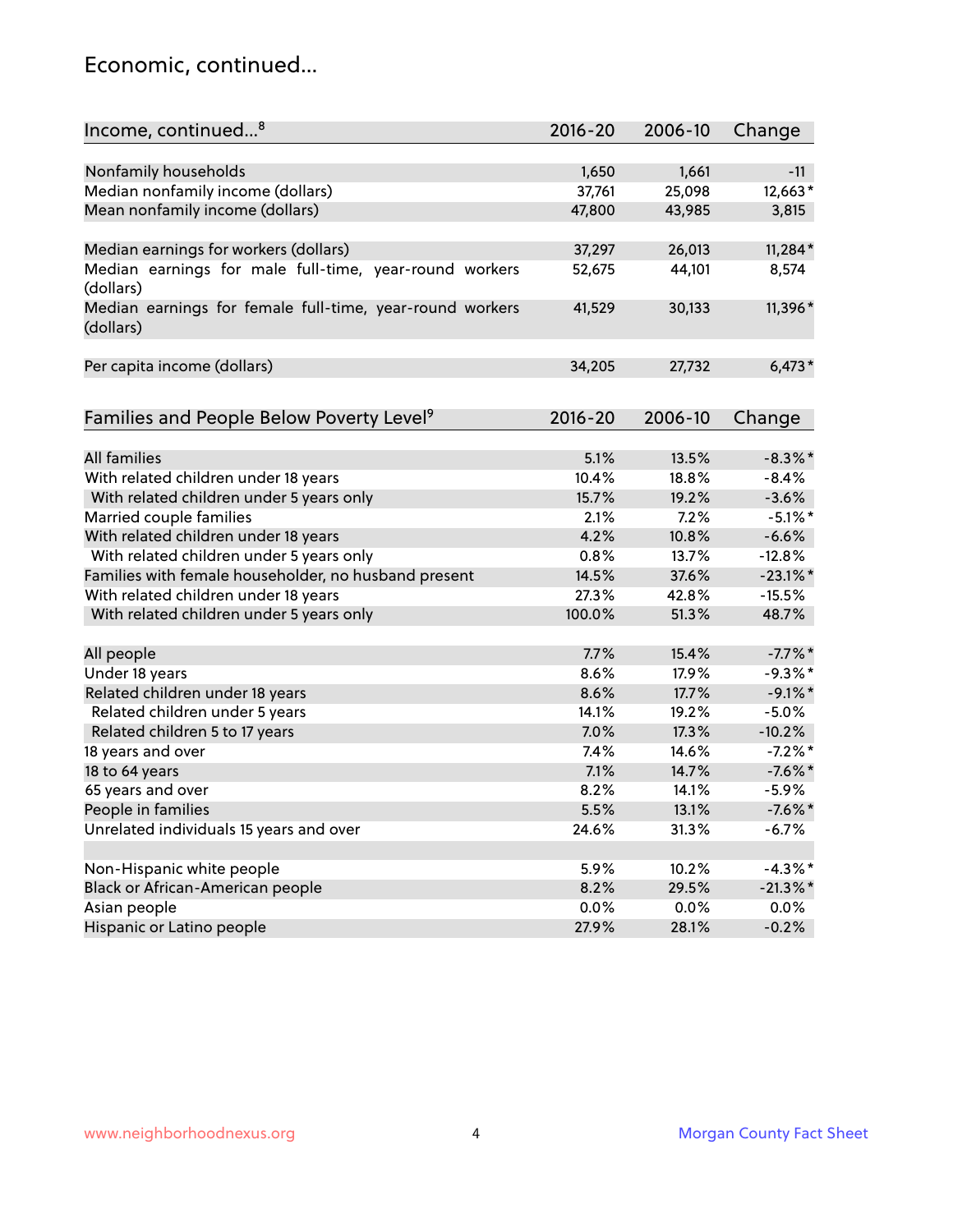# Economic, continued...

| Income, continued...[8] | 2016-20 | 2006-10 | Change |
|---|---|---|---|
| Nonfamily households | 1,650 | 1,661 | -11 |
| Median nonfamily income (dollars) | 37,761 | 25,098 | 12,663* |
| Mean nonfamily income (dollars) | 47,800 | 43,985 | 3,815 |
| Median earnings for workers (dollars) | 37,297 | 26,013 | 11,284* |
| Median earnings for male full-time, year-round workers (dollars) | 52,675 | 44,101 | 8,574 |
| Median earnings for female full-time, year-round workers (dollars) | 41,529 | 30,133 | 11,396* |
| Per capita income (dollars) | 34,205 | 27,732 | 6,473* |

| Families and People Below Poverty Level[9] | 2016-20 | 2006-10 | Change |
|---|---|---|---|
| All families | 5.1% | 13.5% | -8.3%* |
| With related children under 18 years | 10.4% | 18.8% | -8.4% |
| With related children under 5 years only | 15.7% | 19.2% | -3.6% |
| Married couple families | 2.1% | 7.2% | -5.1%* |
| With related children under 18 years | 4.2% | 10.8% | -6.6% |
| With related children under 5 years only | 0.8% | 13.7% | -12.8% |
| Families with female householder, no husband present | 14.5% | 37.6% | -23.1%* |
| With related children under 18 years | 27.3% | 42.8% | -15.5% |
| With related children under 5 years only | 100.0% | 51.3% | 48.7% |
| All people | 7.7% | 15.4% | -7.7%* |
| Under 18 years | 8.6% | 17.9% | -9.3%* |
| Related children under 18 years | 8.6% | 17.7% | -9.1%* |
| Related children under 5 years | 14.1% | 19.2% | -5.0% |
| Related children 5 to 17 years | 7.0% | 17.3% | -10.2% |
| 18 years and over | 7.4% | 14.6% | -7.2%* |
| 18 to 64 years | 7.1% | 14.7% | -7.6%* |
| 65 years and over | 8.2% | 14.1% | -5.9% |
| People in families | 5.5% | 13.1% | -7.6%* |
| Unrelated individuals 15 years and over | 24.6% | 31.3% | -6.7% |
| Non-Hispanic white people | 5.9% | 10.2% | -4.3%* |
| Black or African-American people | 8.2% | 29.5% | -21.3%* |
| Asian people | 0.0% | 0.0% | 0.0% |
| Hispanic or Latino people | 27.9% | 28.1% | -0.2% |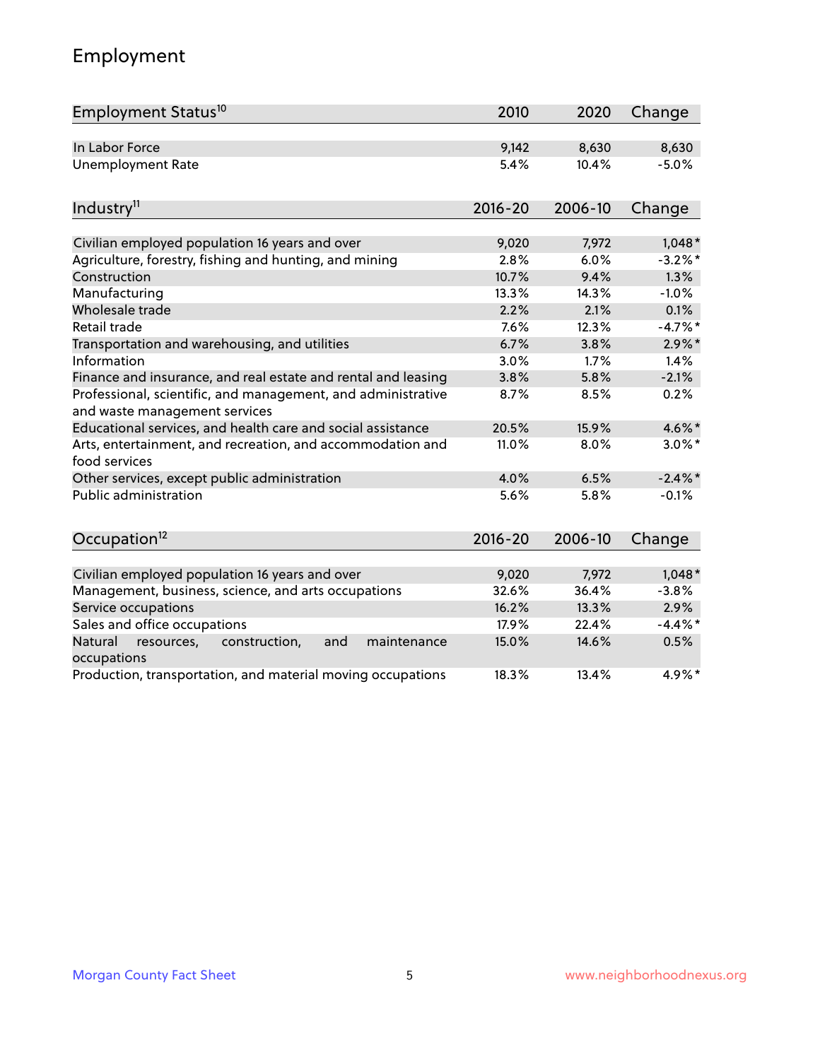# Employment

| Employment Status[10] | 2010 | 2020 | Change |
|---|---|---|---|
| In Labor Force | 9,142 | 8,630 | 8,630 |
| Unemployment Rate | 5.4% | 10.4% | -5.0% |

| Industry[11] | 2016-20 | 2006-10 | Change |
|---|---|---|---|
| Civilian employed population 16 years and over | 9,020 | 7,972 | 1,048* |
| Agriculture, forestry, fishing and hunting, and mining | 2.8% | 6.0% | -3.2%* |
| Construction | 10.7% | 9.4% | 1.3% |
| Manufacturing | 13.3% | 14.3% | -1.0% |
| Wholesale trade | 2.2% | 2.1% | 0.1% |
| Retail trade | 7.6% | 12.3% | -4.7%* |
| Transportation and warehousing, and utilities | 6.7% | 3.8% | 2.9%* |
| Information | 3.0% | 1.7% | 1.4% |
| Finance and insurance, and real estate and rental and leasing | 3.8% | 5.8% | -2.1% |
| Professional, scientific, and management, and administrative and waste management services | 8.7% | 8.5% | 0.2% |
| Educational services, and health care and social assistance | 20.5% | 15.9% | 4.6%* |
| Arts, entertainment, and recreation, and accommodation and food services | 11.0% | 8.0% | 3.0%* |
| Other services, except public administration | 4.0% | 6.5% | -2.4%* |
| Public administration | 5.6% | 5.8% | -0.1% |

| Occupation[12] | 2016-20 | 2006-10 | Change |
|---|---|---|---|
| Civilian employed population 16 years and over | 9,020 | 7,972 | 1,048* |
| Management, business, science, and arts occupations | 32.6% | 36.4% | -3.8% |
| Service occupations | 16.2% | 13.3% | 2.9% |
| Sales and office occupations | 17.9% | 22.4% | -4.4%* |
| Natural resources, construction, and maintenance occupations | 15.0% | 14.6% | 0.5% |
| Production, transportation, and material moving occupations | 18.3% | 13.4% | 4.9%* |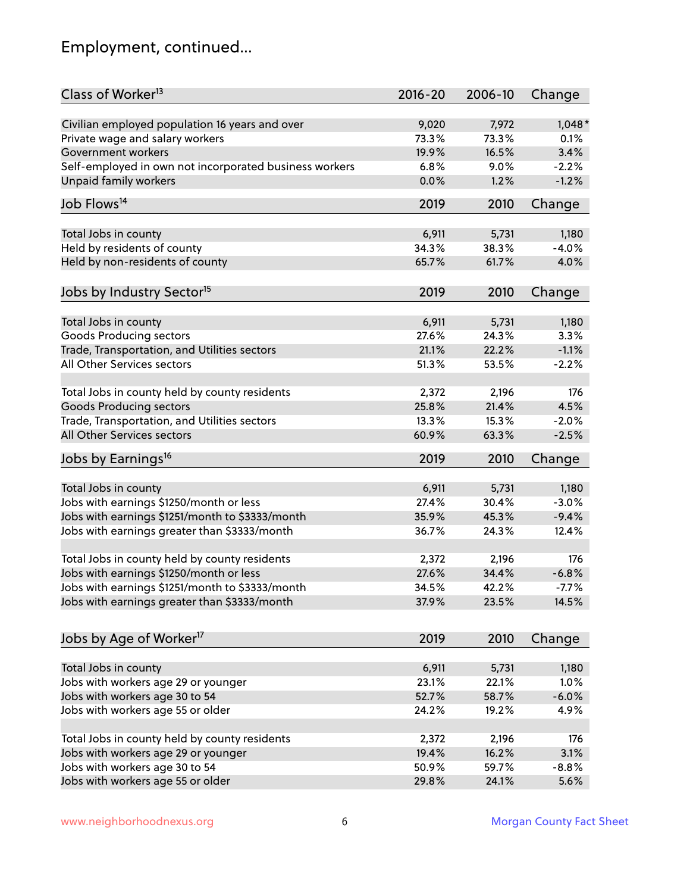## Employment, continued...

| Class of Worker[13] | 2016-20 | 2006-10 | Change |
|---|---|---|---|
| Civilian employed population 16 years and over | 9,020 | 7,972 | 1,048* |
| Private wage and salary workers | 73.3% | 73.3% | 0.1% |
| Government workers | 19.9% | 16.5% | 3.4% |
| Self-employed in own not incorporated business workers | 6.8% | 9.0% | -2.2% |
| Unpaid family workers | 0.0% | 1.2% | -1.2% |

| Job Flows[14] | 2019 | 2010 | Change |
|---|---|---|---|
| Total Jobs in county | 6,911 | 5,731 | 1,180 |
| Held by residents of county | 34.3% | 38.3% | -4.0% |
| Held by non-residents of county | 65.7% | 61.7% | 4.0% |

| Jobs by Industry Sector[15] | 2019 | 2010 | Change |
|---|---|---|---|
| Total Jobs in county | 6,911 | 5,731 | 1,180 |
| Goods Producing sectors | 27.6% | 24.3% | 3.3% |
| Trade, Transportation, and Utilities sectors | 21.1% | 22.2% | -1.1% |
| All Other Services sectors | 51.3% | 53.5% | -2.2% |
| | | | |
| Total Jobs in county held by county residents | 2,372 | 2,196 | 176 |
| Goods Producing sectors | 25.8% | 21.4% | 4.5% |
| Trade, Transportation, and Utilities sectors | 13.3% | 15.3% | -2.0% |
| All Other Services sectors | 60.9% | 63.3% | -2.5% |

| Jobs by Earnings[16] | 2019 | 2010 | Change |
|---|---|---|---|
| Total Jobs in county | 6,911 | 5,731 | 1,180 |
| Jobs with earnings $1250/month or less | 27.4% | 30.4% | -3.0% |
| Jobs with earnings $1251/month to $3333/month | 35.9% | 45.3% | -9.4% |
| Jobs with earnings greater than $3333/month | 36.7% | 24.3% | 12.4% |
| | | | |
| Total Jobs in county held by county residents | 2,372 | 2,196 | 176 |
| Jobs with earnings $1250/month or less | 27.6% | 34.4% | -6.8% |
| Jobs with earnings $1251/month to $3333/month | 34.5% | 42.2% | -7.7% |
| Jobs with earnings greater than $3333/month | 37.9% | 23.5% | 14.5% |

| Jobs by Age of Worker[17] | 2019 | 2010 | Change |
|---|---|---|---|
| Total Jobs in county | 6,911 | 5,731 | 1,180 |
| Jobs with workers age 29 or younger | 23.1% | 22.1% | 1.0% |
| Jobs with workers age 30 to 54 | 52.7% | 58.7% | -6.0% |
| Jobs with workers age 55 or older | 24.2% | 19.2% | 4.9% |
| | | | |
| Total Jobs in county held by county residents | 2,372 | 2,196 | 176 |
| Jobs with workers age 29 or younger | 19.4% | 16.2% | 3.1% |
| Jobs with workers age 30 to 54 | 50.9% | 59.7% | -8.8% |
| Jobs with workers age 55 or older | 29.8% | 24.1% | 5.6% |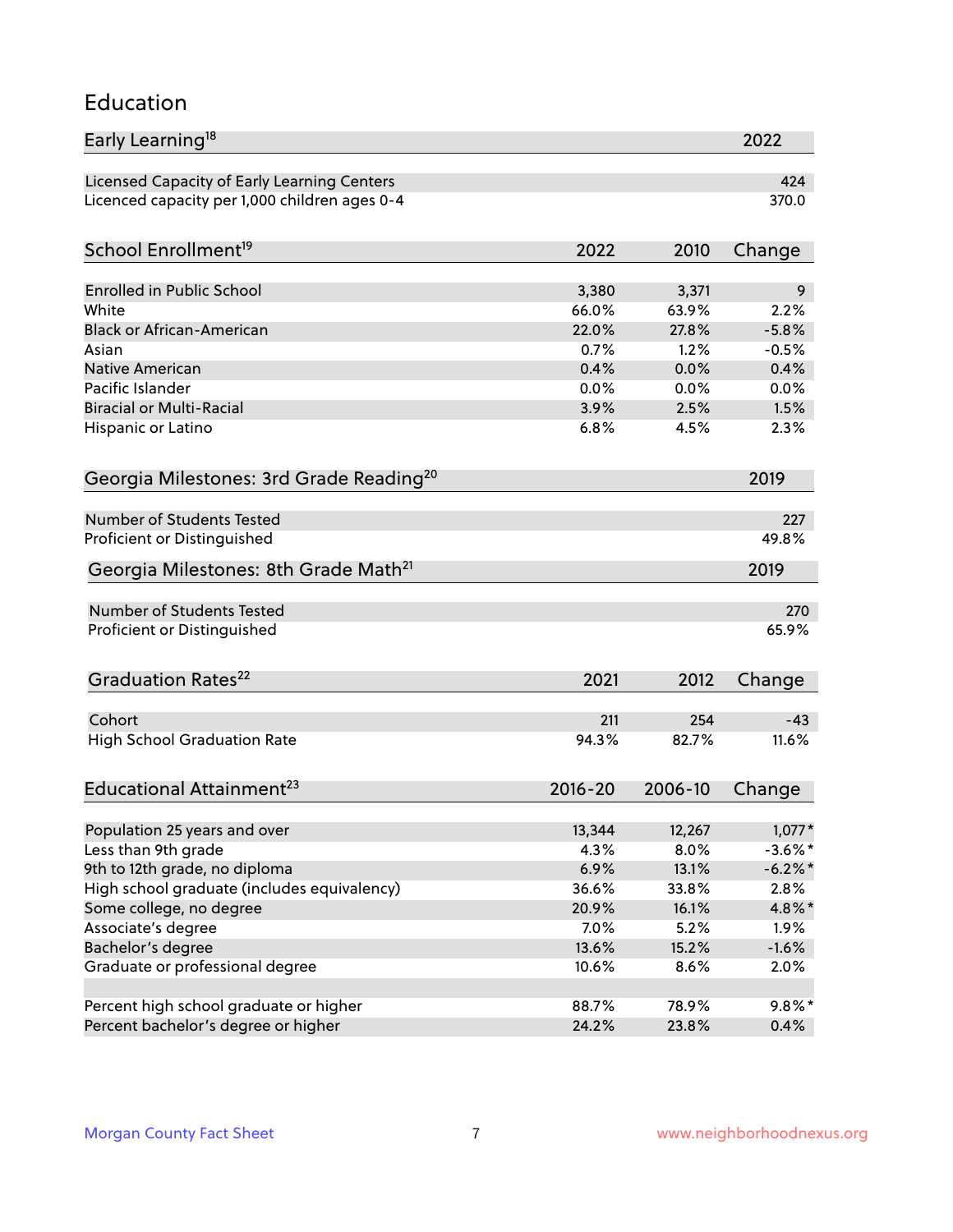# Education

| Early Learning[18] | 2022 |
|---|---|
| Licensed Capacity of Early Learning Centers | 424 |
| Licenced capacity per 1,000 children ages 0-4 | 370.0 |

| School Enrollment[19] | 2022 | 2010 | Change |
|---|---|---|---|
| Enrolled in Public School | 3,380 | 3,371 | 9 |
| White | 66.0% | 63.9% | 2.2% |
| Black or African-American | 22.0% | 27.8% | -5.8% |
| Asian | 0.7% | 1.2% | -0.5% |
| Native American | 0.4% | 0.0% | 0.4% |
| Pacific Islander | 0.0% | 0.0% | 0.0% |
| Biracial or Multi-Racial | 3.9% | 2.5% | 1.5% |
| Hispanic or Latino | 6.8% | 4.5% | 2.3% |

| Georgia Milestones: 3rd Grade Reading[20] | 2019 |
|---|---|
| Number of Students Tested | 227 |
| Proficient or Distinguished | 49.8% |

| Georgia Milestones: 8th Grade Math[21] | 2019 |
|---|---|
| Number of Students Tested | 270 |
| Proficient or Distinguished | 65.9% |

| Graduation Rates[22] | 2021 | 2012 | Change |
|---|---|---|---|
| Cohort | 211 | 254 | -43 |
| High School Graduation Rate | 94.3% | 82.7% | 11.6% |

| Educational Attainment[23] | 2016-20 | 2006-10 | Change |
|---|---|---|---|
| Population 25 years and over | 13,344 | 12,267 | 1,077* |
| Less than 9th grade | 4.3% | 8.0% | -3.6%* |
| 9th to 12th grade, no diploma | 6.9% | 13.1% | -6.2%* |
| High school graduate (includes equivalency) | 36.6% | 33.8% | 2.8% |
| Some college, no degree | 20.9% | 16.1% | 4.8%* |
| Associate's degree | 7.0% | 5.2% | 1.9% |
| Bachelor's degree | 13.6% | 15.2% | -1.6% |
| Graduate or professional degree | 10.6% | 8.6% | 2.0% |
| | | | |
| Percent high school graduate or higher | 88.7% | 78.9% | 9.8%* |
| Percent bachelor's degree or higher | 24.2% | 23.8% | 0.4% |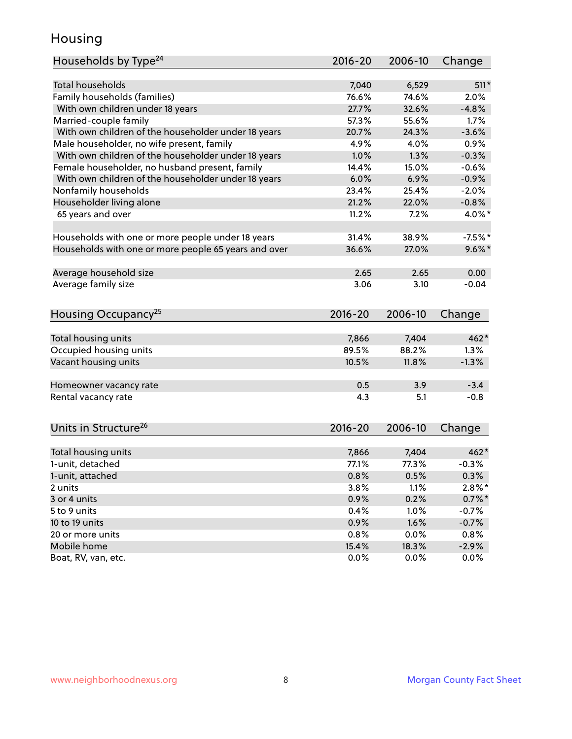# Housing

| Households by Type[24] | 2016-20 | 2006-10 | Change |
|---|---|---|---|
| Total households | 7,040 | 6,529 | 511* |
| Family households (families) | 76.6% | 74.6% | 2.0% |
| With own children under 18 years | 27.7% | 32.6% | -4.8% |
| Married-couple family | 57.3% | 55.6% | 1.7% |
| With own children of the householder under 18 years | 20.7% | 24.3% | -3.6% |
| Male householder, no wife present, family | 4.9% | 4.0% | 0.9% |
| With own children of the householder under 18 years | 1.0% | 1.3% | -0.3% |
| Female householder, no husband present, family | 14.4% | 15.0% | -0.6% |
| With own children of the householder under 18 years | 6.0% | 6.9% | -0.9% |
| Nonfamily households | 23.4% | 25.4% | -2.0% |
| Householder living alone | 21.2% | 22.0% | -0.8% |
| 65 years and over | 11.2% | 7.2% | 4.0%* |
| | | | |
| Households with one or more people under 18 years | 31.4% | 38.9% | -7.5%* |
| Households with one or more people 65 years and over | 36.6% | 27.0% | 9.6%* |
| | | | |
| Average household size | 2.65 | 2.65 | 0.00 |
| Average family size | 3.06 | 3.10 | -0.04 |

| Housing Occupancy[25] | 2016-20 | 2006-10 | Change |
|---|---|---|---|
| Total housing units | 7,866 | 7,404 | 462* |
| Occupied housing units | 89.5% | 88.2% | 1.3% |
| Vacant housing units | 10.5% | 11.8% | -1.3% |
| | | | |
| Homeowner vacancy rate | 0.5 | 3.9 | -3.4 |
| Rental vacancy rate | 4.3 | 5.1 | -0.8 |

| Units in Structure[26] | 2016-20 | 2006-10 | Change |
|---|---|---|---|
| Total housing units | 7,866 | 7,404 | 462* |
| 1-unit, detached | 77.1% | 77.3% | -0.3% |
| 1-unit, attached | 0.8% | 0.5% | 0.3% |
| 2 units | 3.8% | 1.1% | 2.8%* |
| 3 or 4 units | 0.9% | 0.2% | 0.7%* |
| 5 to 9 units | 0.4% | 1.0% | -0.7% |
| 10 to 19 units | 0.9% | 1.6% | -0.7% |
| 20 or more units | 0.8% | 0.0% | 0.8% |
| Mobile home | 15.4% | 18.3% | -2.9% |
| Boat, RV, van, etc. | 0.0% | 0.0% | 0.0% |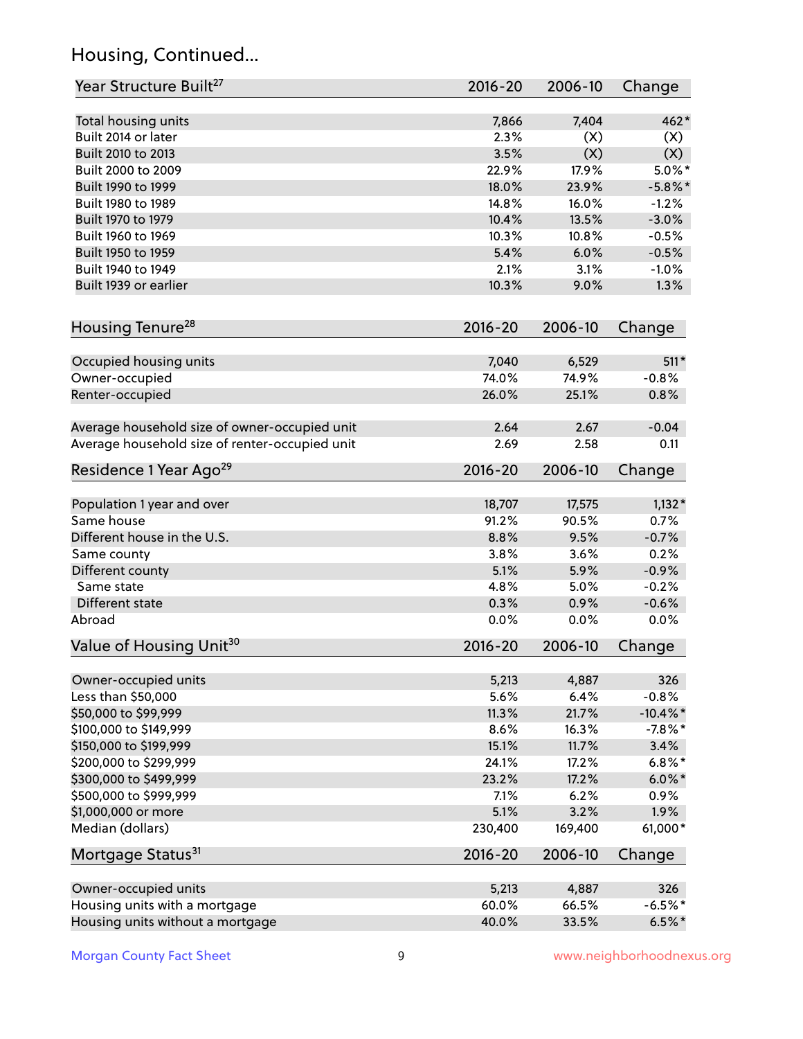## Housing, Continued...

| Year Structure Built[27] | 2016-20 | 2006-10 | Change |
|---|---|---|---|
| Total housing units | 7,866 | 7,404 | 462* |
| Built 2014 or later | 2.3% | (X) | (X) |
| Built 2010 to 2013 | 3.5% | (X) | (X) |
| Built 2000 to 2009 | 22.9% | 17.9% | 5.0%* |
| Built 1990 to 1999 | 18.0% | 23.9% | -5.8%* |
| Built 1980 to 1989 | 14.8% | 16.0% | -1.2% |
| Built 1970 to 1979 | 10.4% | 13.5% | -3.0% |
| Built 1960 to 1969 | 10.3% | 10.8% | -0.5% |
| Built 1950 to 1959 | 5.4% | 6.0% | -0.5% |
| Built 1940 to 1949 | 2.1% | 3.1% | -1.0% |
| Built 1939 or earlier | 10.3% | 9.0% | 1.3% |

| Housing Tenure[28] | 2016-20 | 2006-10 | Change |
|---|---|---|---|
| Occupied housing units | 7,040 | 6,529 | 511* |
| Owner-occupied | 74.0% | 74.9% | -0.8% |
| Renter-occupied | 26.0% | 25.1% | 0.8% |
| Average household size of owner-occupied unit | 2.64 | 2.67 | -0.04 |
| Average household size of renter-occupied unit | 2.69 | 2.58 | 0.11 |

| Residence 1 Year Ago[29] | 2016-20 | 2006-10 | Change |
|---|---|---|---|
| Population 1 year and over | 18,707 | 17,575 | 1,132* |
| Same house | 91.2% | 90.5% | 0.7% |
| Different house in the U.S. | 8.8% | 9.5% | -0.7% |
| Same county | 3.8% | 3.6% | 0.2% |
| Different county | 5.1% | 5.9% | -0.9% |
| Same state | 4.8% | 5.0% | -0.2% |
| Different state | 0.3% | 0.9% | -0.6% |
| Abroad | 0.0% | 0.0% | 0.0% |

| Value of Housing Unit[30] | 2016-20 | 2006-10 | Change |
|---|---|---|---|
| Owner-occupied units | 5,213 | 4,887 | 326 |
| Less than $50,000 | 5.6% | 6.4% | -0.8% |
| $50,000 to $99,999 | 11.3% | 21.7% | -10.4%* |
| $100,000 to $149,999 | 8.6% | 16.3% | -7.8%* |
| $150,000 to $199,999 | 15.1% | 11.7% | 3.4% |
| $200,000 to $299,999 | 24.1% | 17.2% | 6.8%* |
| $300,000 to $499,999 | 23.2% | 17.2% | 6.0%* |
| $500,000 to $999,999 | 7.1% | 6.2% | 0.9% |
| $1,000,000 or more | 5.1% | 3.2% | 1.9% |
| Median (dollars) | 230,400 | 169,400 | 61,000* |

| Mortgage Status[31] | 2016-20 | 2006-10 | Change |
|---|---|---|---|
| Owner-occupied units | 5,213 | 4,887 | 326 |
| Housing units with a mortgage | 60.0% | 66.5% | -6.5%* |
| Housing units without a mortgage | 40.0% | 33.5% | 6.5%* |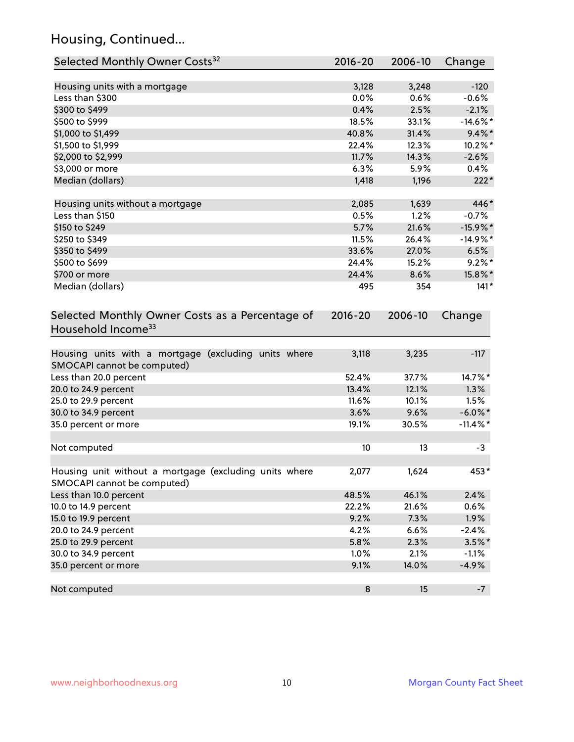## Housing, Continued...

| Selected Monthly Owner Costs[32] | 2016-20 | 2006-10 | Change |
|---|---|---|---|
| Housing units with a mortgage | 3,128 | 3,248 | -120 |
| Less than $300 | 0.0% | 0.6% | -0.6% |
| $300 to $499 | 0.4% | 2.5% | -2.1% |
| $500 to $999 | 18.5% | 33.1% | -14.6%* |
| $1,000 to $1,499 | 40.8% | 31.4% | 9.4%* |
| $1,500 to $1,999 | 22.4% | 12.3% | 10.2%* |
| $2,000 to $2,999 | 11.7% | 14.3% | -2.6% |
| $3,000 or more | 6.3% | 5.9% | 0.4% |
| Median (dollars) | 1,418 | 1,196 | 222* |
| | | | |
| Housing units without a mortgage | 2,085 | 1,639 | 446* |
| Less than $150 | 0.5% | 1.2% | -0.7% |
| $150 to $249 | 5.7% | 21.6% | -15.9%* |
| $250 to $349 | 11.5% | 26.4% | -14.9%* |
| $350 to $499 | 33.6% | 27.0% | 6.5% |
| $500 to $699 | 24.4% | 15.2% | 9.2%* |
| $700 or more | 24.4% | 8.6% | 15.8%* |
| Median (dollars) | 495 | 354 | 141* |

| Selected Monthly Owner Costs as a Percentage of Household Income[33] | 2016-20 | 2006-10 | Change |
|---|---|---|---|
| Housing units with a mortgage (excluding units where SMOCAPI cannot be computed) | 3,118 | 3,235 | -117 |
| Less than 20.0 percent | 52.4% | 37.7% | 14.7%* |
| 20.0 to 24.9 percent | 13.4% | 12.1% | 1.3% |
| 25.0 to 29.9 percent | 11.6% | 10.1% | 1.5% |
| 30.0 to 34.9 percent | 3.6% | 9.6% | -6.0%* |
| 35.0 percent or more | 19.1% | 30.5% | -11.4%* |
| | | | |
| Not computed | 10 | 13 | -3 |
| | | | |
| Housing unit without a mortgage (excluding units where SMOCAPI cannot be computed) | 2,077 | 1,624 | 453* |
| Less than 10.0 percent | 48.5% | 46.1% | 2.4% |
| 10.0 to 14.9 percent | 22.2% | 21.6% | 0.6% |
| 15.0 to 19.9 percent | 9.2% | 7.3% | 1.9% |
| 20.0 to 24.9 percent | 4.2% | 6.6% | -2.4% |
| 25.0 to 29.9 percent | 5.8% | 2.3% | 3.5%* |
| 30.0 to 34.9 percent | 1.0% | 2.1% | -1.1% |
| 35.0 percent or more | 9.1% | 14.0% | -4.9% |
| | | | |
| Not computed | 8 | 15 | -7 |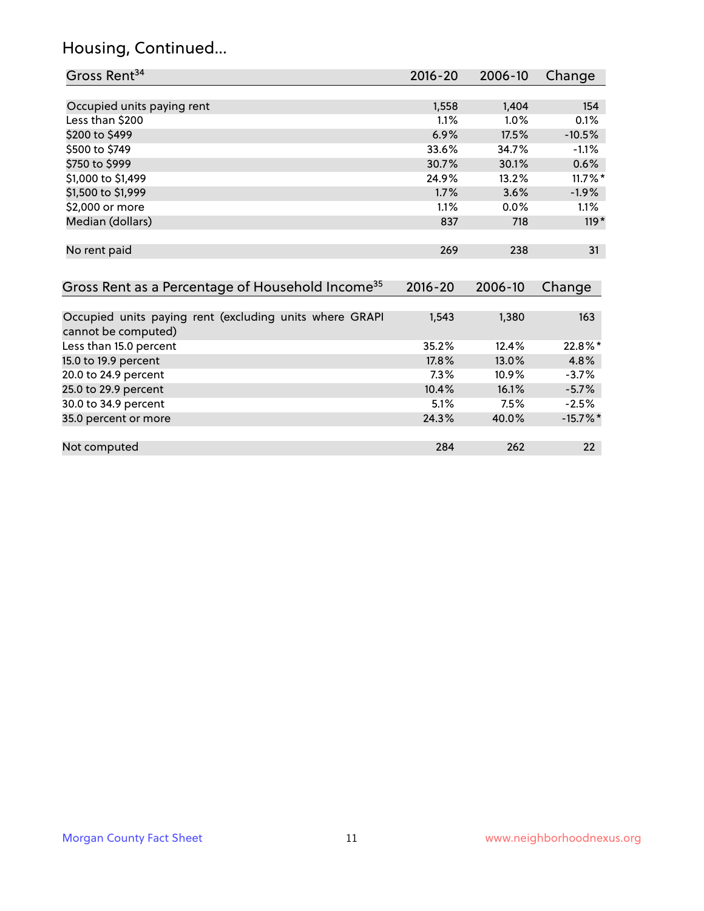## Housing, Continued...

| Gross Rent[34] | 2016-20 | 2006-10 | Change |
|---|---|---|---|
| Occupied units paying rent | 1,558 | 1,404 | 154 |
| Less than $200 | 1.1% | 1.0% | 0.1% |
| $200 to $499 | 6.9% | 17.5% | -10.5% |
| $500 to $749 | 33.6% | 34.7% | -1.1% |
| $750 to $999 | 30.7% | 30.1% | 0.6% |
| $1,000 to $1,499 | 24.9% | 13.2% | 11.7%* |
| $1,500 to $1,999 | 1.7% | 3.6% | -1.9% |
| $2,000 or more | 1.1% | 0.0% | 1.1% |
| Median (dollars) | 837 | 718 | 119* |
| No rent paid | 269 | 238 | 31 |

| Gross Rent as a Percentage of Household Income[35] | 2016-20 | 2006-10 | Change |
|---|---|---|---|
| Occupied units paying rent (excluding units where GRAPI cannot be computed) | 1,543 | 1,380 | 163 |
| Less than 15.0 percent | 35.2% | 12.4% | 22.8%* |
| 15.0 to 19.9 percent | 17.8% | 13.0% | 4.8% |
| 20.0 to 24.9 percent | 7.3% | 10.9% | -3.7% |
| 25.0 to 29.9 percent | 10.4% | 16.1% | -5.7% |
| 30.0 to 34.9 percent | 5.1% | 7.5% | -2.5% |
| 35.0 percent or more | 24.3% | 40.0% | -15.7%* |
| Not computed | 284 | 262 | 22 |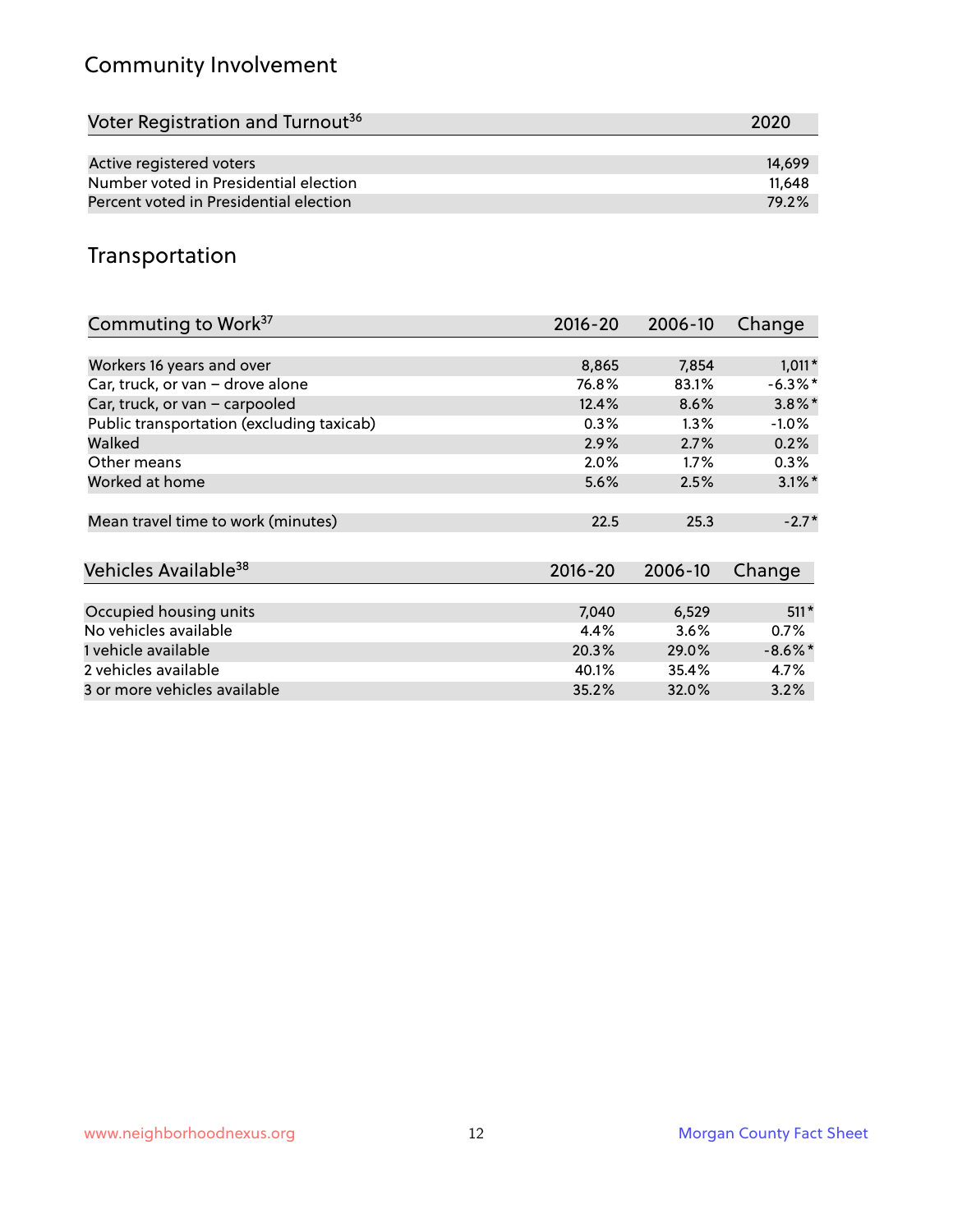## Community Involvement

| Voter Registration and Turnout[36] | 2020 |
|---|---|
| Active registered voters | 14,699 |
| Number voted in Presidential election | 11,648 |
| Percent voted in Presidential election | 79.2% |

## Transportation

| Commuting to Work[37] | 2016-20 | 2006-10 | Change |
|---|---|---|---|
| Workers 16 years and over | 8,865 | 7,854 | 1,011* |
| Car, truck, or van – drove alone | 76.8% | 83.1% | -6.3%* |
| Car, truck, or van – carpooled | 12.4% | 8.6% | 3.8%* |
| Public transportation (excluding taxicab) | 0.3% | 1.3% | -1.0% |
| Walked | 2.9% | 2.7% | 0.2% |
| Other means | 2.0% | 1.7% | 0.3% |
| Worked at home | 5.6% | 2.5% | 3.1%* |
| Mean travel time to work (minutes) | 22.5 | 25.3 | -2.7* |

| Vehicles Available[38] | 2016-20 | 2006-10 | Change |
|---|---|---|---|
| Occupied housing units | 7,040 | 6,529 | 511* |
| No vehicles available | 4.4% | 3.6% | 0.7% |
| 1 vehicle available | 20.3% | 29.0% | -8.6%* |
| 2 vehicles available | 40.1% | 35.4% | 4.7% |
| 3 or more vehicles available | 35.2% | 32.0% | 3.2% |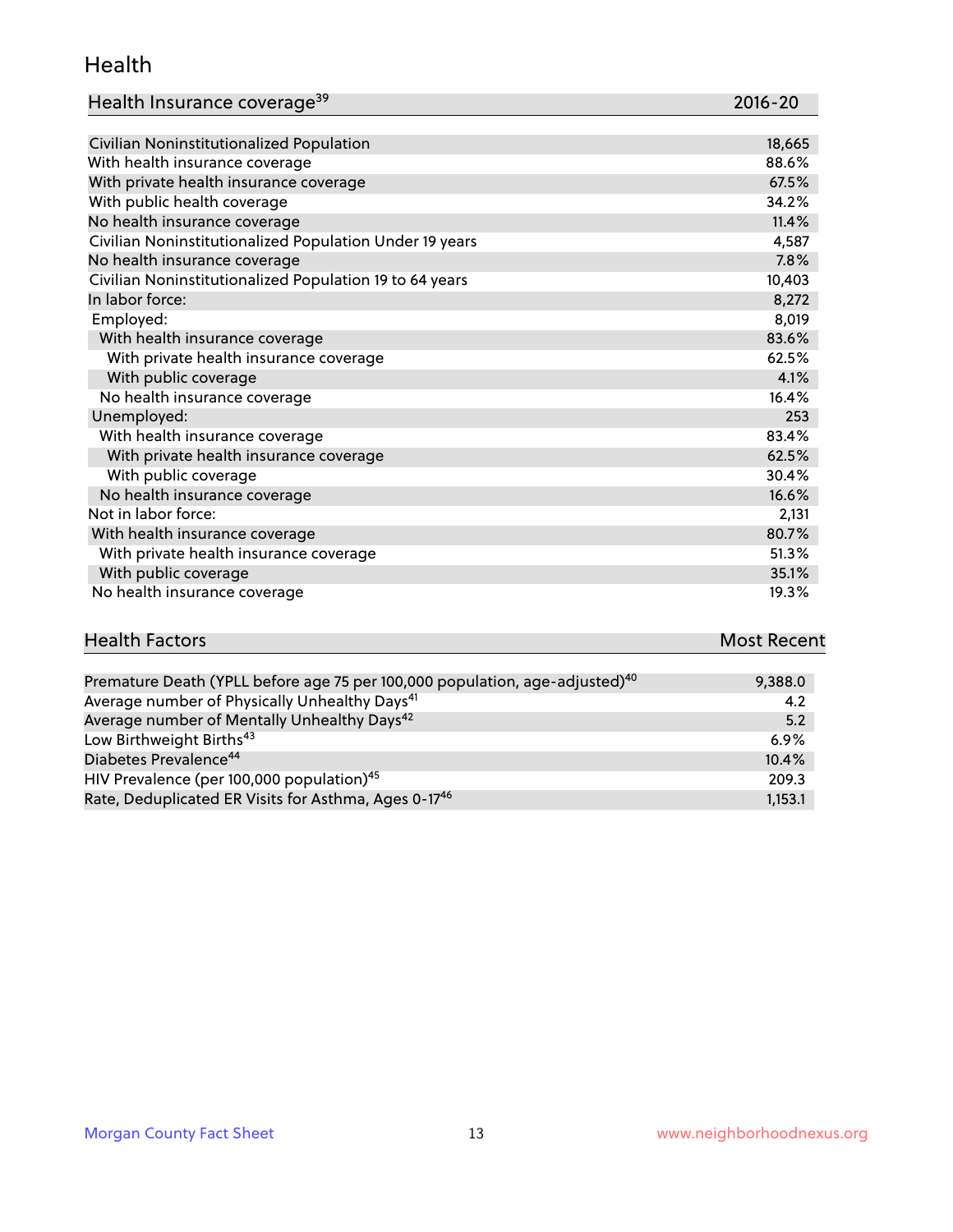## Health

| Health Insurance coverage[39] | 2016-20 |
| --- | --- |
| Civilian Noninstitutionalized Population | 18,665 |
| With health insurance coverage | 88.6% |
| With private health insurance coverage | 67.5% |
| With public health coverage | 34.2% |
| No health insurance coverage | 11.4% |
| Civilian Noninstitutionalized Population Under 19 years | 4,587 |
| No health insurance coverage | 7.8% |
| Civilian Noninstitutionalized Population 19 to 64 years | 10,403 |
| In labor force: | 8,272 |
| Employed: | 8,019 |
| With health insurance coverage | 83.6% |
| With private health insurance coverage | 62.5% |
| With public coverage | 4.1% |
| No health insurance coverage | 16.4% |
| Unemployed: | 253 |
| With health insurance coverage | 83.4% |
| With private health insurance coverage | 62.5% |
| With public coverage | 30.4% |
| No health insurance coverage | 16.6% |
| Not in labor force: | 2,131 |
| With health insurance coverage | 80.7% |
| With private health insurance coverage | 51.3% |
| With public coverage | 35.1% |
| No health insurance coverage | 19.3% |

| Health Factors | Most Recent |
| --- | --- |
| Premature Death (YPLL before age 75 per 100,000 population, age-adjusted)[40] | 9,388.0 |
| Average number of Physically Unhealthy Days[41] | 4.2 |
| Average number of Mentally Unhealthy Days[42] | 5.2 |
| Low Birthweight Births[43] | 6.9% |
| Diabetes Prevalence[44] | 10.4% |
| HIV Prevalence (per 100,000 population)[45] | 209.3 |
| Rate, Deduplicated ER Visits for Asthma, Ages 0-17[46] | 1,153.1 |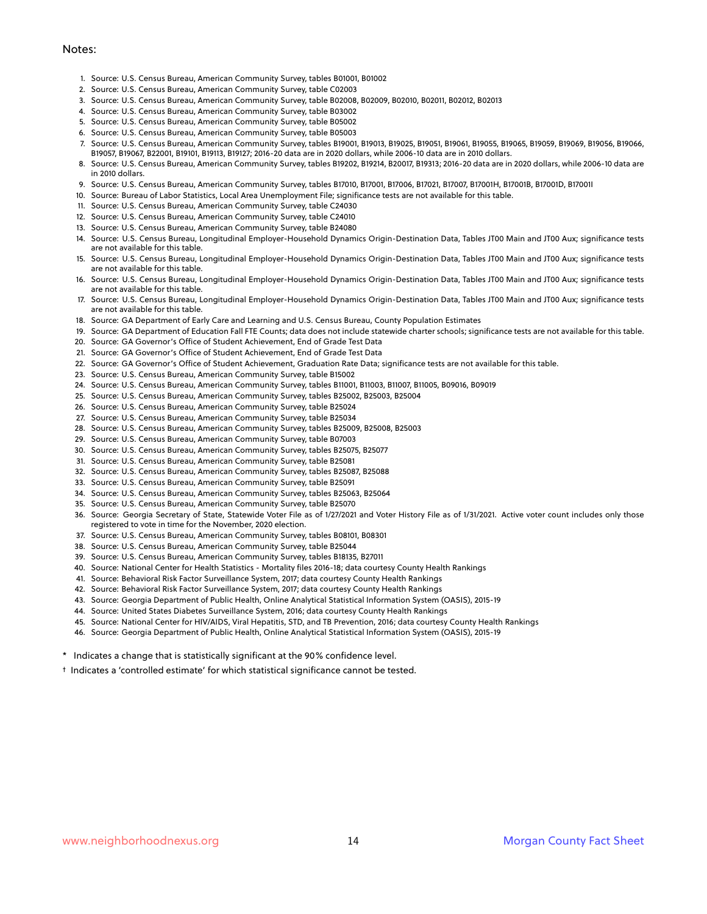Notes:

1. Source: U.S. Census Bureau, American Community Survey, tables B01001, B01002
2. Source: U.S. Census Bureau, American Community Survey, table C02003
3. Source: U.S. Census Bureau, American Community Survey, table B02008, B02009, B02010, B02011, B02012, B02013
4. Source: U.S. Census Bureau, American Community Survey, table B03002
5. Source: U.S. Census Bureau, American Community Survey, table B05002
6. Source: U.S. Census Bureau, American Community Survey, table B05003
7. Source: U.S. Census Bureau, American Community Survey, tables B19001, B19013, B19025, B19051, B19061, B19055, B19065, B19059, B19069, B19056, B19066, B19057, B19067, B22001, B19101, B19113, B19127; 2016-20 data are in 2020 dollars, while 2006-10 data are in 2010 dollars.
8. Source: U.S. Census Bureau, American Community Survey, tables B19202, B19214, B20017, B19313; 2016-20 data are in 2020 dollars, while 2006-10 data are in 2010 dollars.
9. Source: U.S. Census Bureau, American Community Survey, tables B17010, B17001, B17006, B17021, B17007, B17001H, B17001B, B17001D, B17001I
10. Source: Bureau of Labor Statistics, Local Area Unemployment File; significance tests are not available for this table.
11. Source: U.S. Census Bureau, American Community Survey, table C24030
12. Source: U.S. Census Bureau, American Community Survey, table C24010
13. Source: U.S. Census Bureau, American Community Survey, table B24080
14. Source: U.S. Census Bureau, Longitudinal Employer-Household Dynamics Origin-Destination Data, Tables JT00 Main and JT00 Aux; significance tests are not available for this table.
15. Source: U.S. Census Bureau, Longitudinal Employer-Household Dynamics Origin-Destination Data, Tables JT00 Main and JT00 Aux; significance tests are not available for this table.
16. Source: U.S. Census Bureau, Longitudinal Employer-Household Dynamics Origin-Destination Data, Tables JT00 Main and JT00 Aux; significance tests are not available for this table.
17. Source: U.S. Census Bureau, Longitudinal Employer-Household Dynamics Origin-Destination Data, Tables JT00 Main and JT00 Aux; significance tests are not available for this table.
18. Source: GA Department of Early Care and Learning and U.S. Census Bureau, County Population Estimates
19. Source: GA Department of Education Fall FTE Counts; data does not include statewide charter schools; significance tests are not available for this table.
20. Source: GA Governor's Office of Student Achievement, End of Grade Test Data
21. Source: GA Governor's Office of Student Achievement, End of Grade Test Data
22. Source: GA Governor's Office of Student Achievement, Graduation Rate Data; significance tests are not available for this table.
23. Source: U.S. Census Bureau, American Community Survey, table B15002
24. Source: U.S. Census Bureau, American Community Survey, tables B11001, B11003, B11007, B11005, B09016, B09019
25. Source: U.S. Census Bureau, American Community Survey, tables B25002, B25003, B25004
26. Source: U.S. Census Bureau, American Community Survey, table B25024
27. Source: U.S. Census Bureau, American Community Survey, table B25034
28. Source: U.S. Census Bureau, American Community Survey, tables B25009, B25008, B25003
29. Source: U.S. Census Bureau, American Community Survey, table B07003
30. Source: U.S. Census Bureau, American Community Survey, tables B25075, B25077
31. Source: U.S. Census Bureau, American Community Survey, table B25081
32. Source: U.S. Census Bureau, American Community Survey, tables B25087, B25088
33. Source: U.S. Census Bureau, American Community Survey, table B25091
34. Source: U.S. Census Bureau, American Community Survey, tables B25063, B25064
35. Source: U.S. Census Bureau, American Community Survey, table B25070
36. Source: Georgia Secretary of State, Statewide Voter File as of 1/27/2021 and Voter History File as of 1/31/2021. Active voter count includes only those registered to vote in time for the November, 2020 election.
37. Source: U.S. Census Bureau, American Community Survey, tables B08101, B08301
38. Source: U.S. Census Bureau, American Community Survey, table B25044
39. Source: U.S. Census Bureau, American Community Survey, tables B18135, B27011
40. Source: National Center for Health Statistics - Mortality files 2016-18; data courtesy County Health Rankings
41. Source: Behavioral Risk Factor Surveillance System, 2017; data courtesy County Health Rankings
42. Source: Behavioral Risk Factor Surveillance System, 2017; data courtesy County Health Rankings
43. Source: Georgia Department of Public Health, Online Analytical Statistical Information System (OASIS), 2015-19
44. Source: United States Diabetes Surveillance System, 2016; data courtesy County Health Rankings
45. Source: National Center for HIV/AIDS, Viral Hepatitis, STD, and TB Prevention, 2016; data courtesy County Health Rankings
46. Source: Georgia Department of Public Health, Online Analytical Statistical Information System (OASIS), 2015-19

\* Indicates a change that is statistically significant at the 90% confidence level.

† Indicates a 'controlled estimate' for which statistical significance cannot be tested.